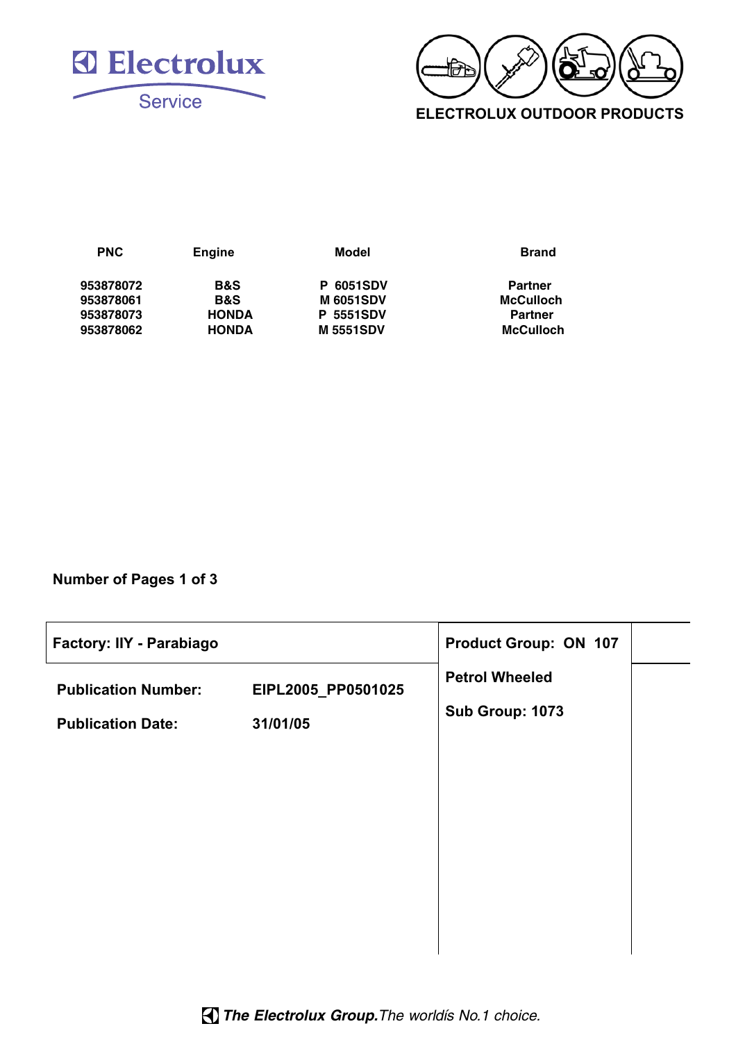Electrolux Service

ELECTROLUX OUTDOOR PRODUCTS

| PNC | Engine | Model | Brand |
|---|---|---|---|
| 953878072 | B&S | P 6051SDV | Partner |
| 953878061 | B&S | M 6051SDV | McCulloch |
| 953878073 | HONDA | P 5551SDV | Partner |
| 953878062 | HONDA | M 5551SDV | McCulloch |

**Number of Pages 1 of 3**

| Factory: IIY - Parabiago | | Product Group: ON 107 |
|---|---|---|
| **Publication Number:** | EIPL2005_PP0501025 | **Petrol Wheeled** |
| **Publication Date:** | 31/01/05 | **Sub Group: 1073** |

***The Electrolux Group.*** *The worldís No.1 choice.*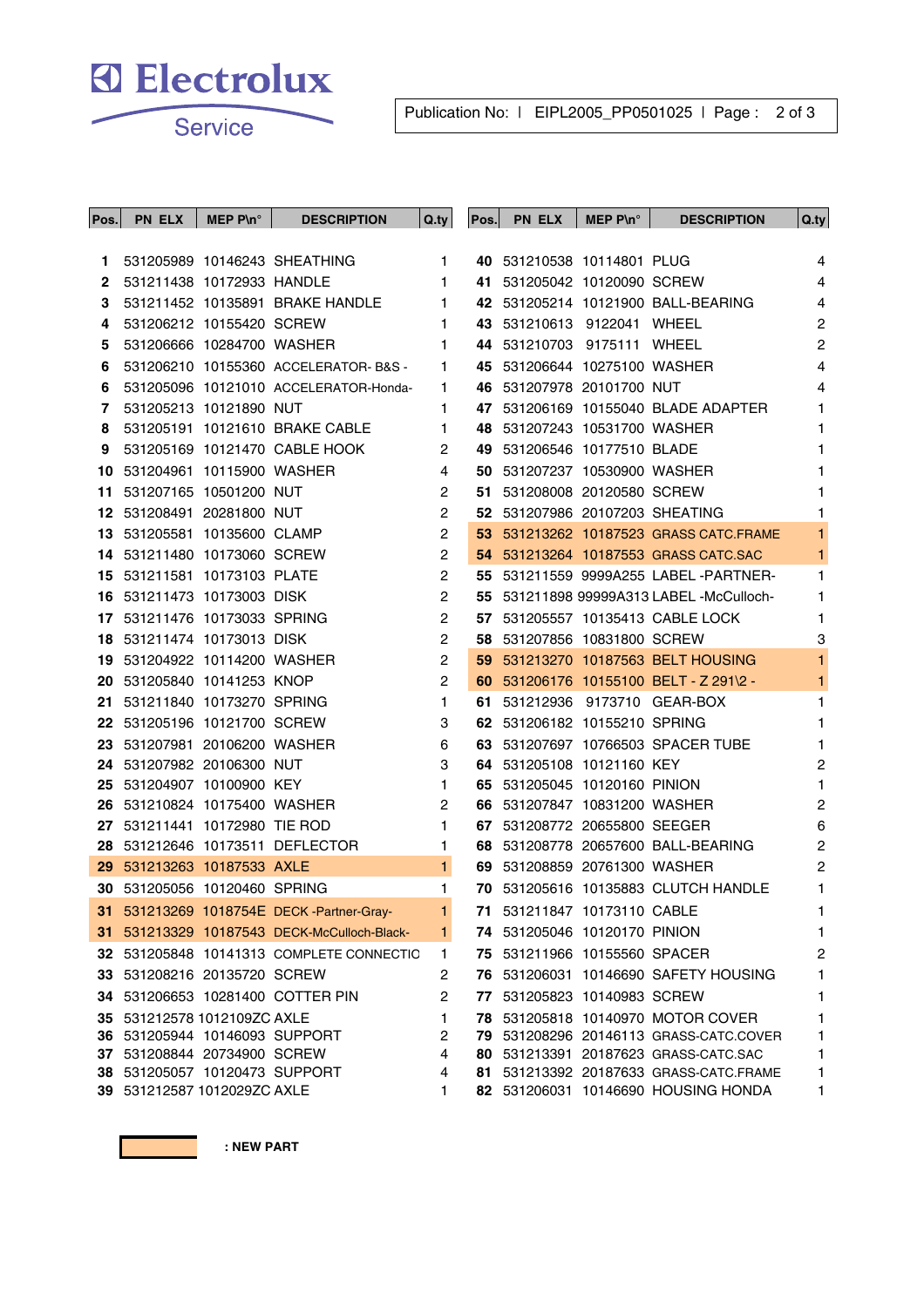# Electrolux Service

| Publication No: | EIPL2005_PP0501025 |
|---|---|

| Pos. | PN ELX | MEP P\n° | DESCRIPTION | Q.ty |
|---|---|---|---|---|
| 1 | 531205989 | 10146243 | SHEATHING | 1 |
| 2 | 531211438 | 10172933 | HANDLE | 1 |
| 3 | 531211452 | 10135891 | BRAKE HANDLE | 1 |
| 4 | 531206212 | 10155420 | SCREW | 1 |
| 5 | 531206666 | 10284700 | WASHER | 1 |
| 6 | 531206210 | 10155360 | ACCELERATOR- B&S - | 1 |
| 6 | 531205096 | 10121010 | ACCELERATOR-Honda- | 1 |
| 7 | 531205213 | 10121890 | NUT | 1 |
| 8 | 531205191 | 10121610 | BRAKE CABLE | 1 |
| 9 | 531205169 | 10121470 | CABLE HOOK | 2 |
| 10 | 531204961 | 10115900 | WASHER | 4 |
| 11 | 531207165 | 10501200 | NUT | 2 |
| 12 | 531208491 | 20281800 | NUT | 2 |
| 13 | 531205581 | 10135600 | CLAMP | 2 |
| 14 | 531211480 | 10173060 | SCREW | 2 |
| 15 | 531211581 | 10173103 | PLATE | 2 |
| 16 | 531211473 | 10173003 | DISK | 2 |
| 17 | 531211476 | 10173033 | SPRING | 2 |
| 18 | 531211474 | 10173013 | DISK | 2 |
| 19 | 531204922 | 10114200 | WASHER | 2 |
| 20 | 531205840 | 10141253 | KNOP | 2 |
| 21 | 531211840 | 10173270 | SPRING | 1 |
| 22 | 531205196 | 10121700 | SCREW | 3 |
| 23 | 531207981 | 20106200 | WASHER | 6 |
| 24 | 531207982 | 20106300 | NUT | 3 |
| 25 | 531204907 | 10100900 | KEY | 1 |
| 26 | 531210824 | 10175400 | WASHER | 2 |
| 27 | 531211441 | 10172980 | TIE ROD | 1 |
| 28 | 531212646 | 10173511 | DEFLECTOR | 1 |
| 29 | 531213263 | 10187533 | AXLE | 1 |
| 30 | 531205056 | 10120460 | SPRING | 1 |
| 31 | 531213269 | 1018754E | DECK -Partner-Gray- | 1 |
| 31 | 531213329 | 10187543 | DECK-McCulloch-Black- | 1 |
| 32 | 531205848 | 10141313 | COMPLETE CONNECTIO | 1 |
| 33 | 531208216 | 20135720 | SCREW | 2 |
| 34 | 531206653 | 10281400 | COTTER PIN | 2 |
| 35 | 531212578 | 1012109ZC | AXLE | 1 |
| 36 | 531205944 | 10146093 | SUPPORT | 2 |
| 37 | 531208844 | 20734900 | SCREW | 4 |
| 38 | 531205057 | 10120473 | SUPPORT | 4 |
| 39 | 531212587 | 1012029ZC | AXLE | 1 |
| 40 | 531210538 | 10114801 | PLUG | 4 |
| 41 | 531205042 | 10120090 | SCREW | 4 |
| 42 | 531205214 | 10121900 | BALL-BEARING | 4 |
| 43 | 531210613 | 9122041 | WHEEL | 2 |
| 44 | 531210703 | 9175111 | WHEEL | 2 |
| 45 | 531206644 | 10275100 | WASHER | 4 |
| 46 | 531207978 | 20101700 | NUT | 4 |
| 47 | 531206169 | 10155040 | BLADE ADAPTER | 1 |
| 48 | 531207243 | 10531700 | WASHER | 1 |
| 49 | 531206546 | 10177510 | BLADE | 1 |
| 50 | 531207237 | 10530900 | WASHER | 1 |
| 51 | 531208008 | 20120580 | SCREW | 1 |
| 52 | 531207986 | 20107203 | SHEATING | 1 |
| 53 | 531213262 | 10187523 | GRASS CATC.FRAME | 1 |
| 54 | 531213264 | 10187553 | GRASS CATC.SAC | 1 |
| 55 | 531211559 | 9999A255 | LABEL -PARTNER- | 1 |
| 55 | 531211898 | 99999A313 | LABEL -McCulloch- | 1 |
| 57 | 531205557 | 10135413 | CABLE LOCK | 1 |
| 58 | 531207856 | 10831800 | SCREW | 3 |
| 59 | 531213270 | 10187563 | BELT HOUSING | 1 |
| 60 | 531206176 | 10155100 | BELT - Z 291\2 - | 1 |
| 61 | 531212936 | 9173710 | GEAR-BOX | 1 |
| 62 | 531206182 | 10155210 | SPRING | 1 |
| 63 | 531207697 | 10766503 | SPACER TUBE | 1 |
| 64 | 531205108 | 10121160 | KEY | 2 |
| 65 | 531205045 | 10120160 | PINION | 1 |
| 66 | 531207847 | 10831200 | WASHER | 2 |
| 67 | 531208772 | 20655800 | SEEGER | 6 |
| 68 | 531208778 | 20657600 | BALL-BEARING | 2 |
| 69 | 531208859 | 20761300 | WASHER | 2 |
| 70 | 531205616 | 10135883 | CLUTCH HANDLE | 1 |
| 71 | 531211847 | 10173110 | CABLE | 1 |
| 74 | 531205046 | 10120170 | PINION | 1 |
| 75 | 531211966 | 10155560 | SPACER | 2 |
| 76 | 531206031 | 10146690 | SAFETY HOUSING | 1 |
| 77 | 531205823 | 10140983 | SCREW | 1 |
| 78 | 531205818 | 10140970 | MOTOR COVER | 1 |
| 79 | 531208296 | 20146113 | GRASS-CATC.COVER | 1 |
| 80 | 531213391 | 20187623 | GRASS-CATC.SAC | 1 |
| 81 | 531213392 | 20187633 | GRASS-CATC.FRAME | 1 |
| 82 | 531206031 | 10146690 | HOUSING HONDA | 1 |

: NEW PART (highlighted rows: 29, 31, 53, 54, 59, 60)